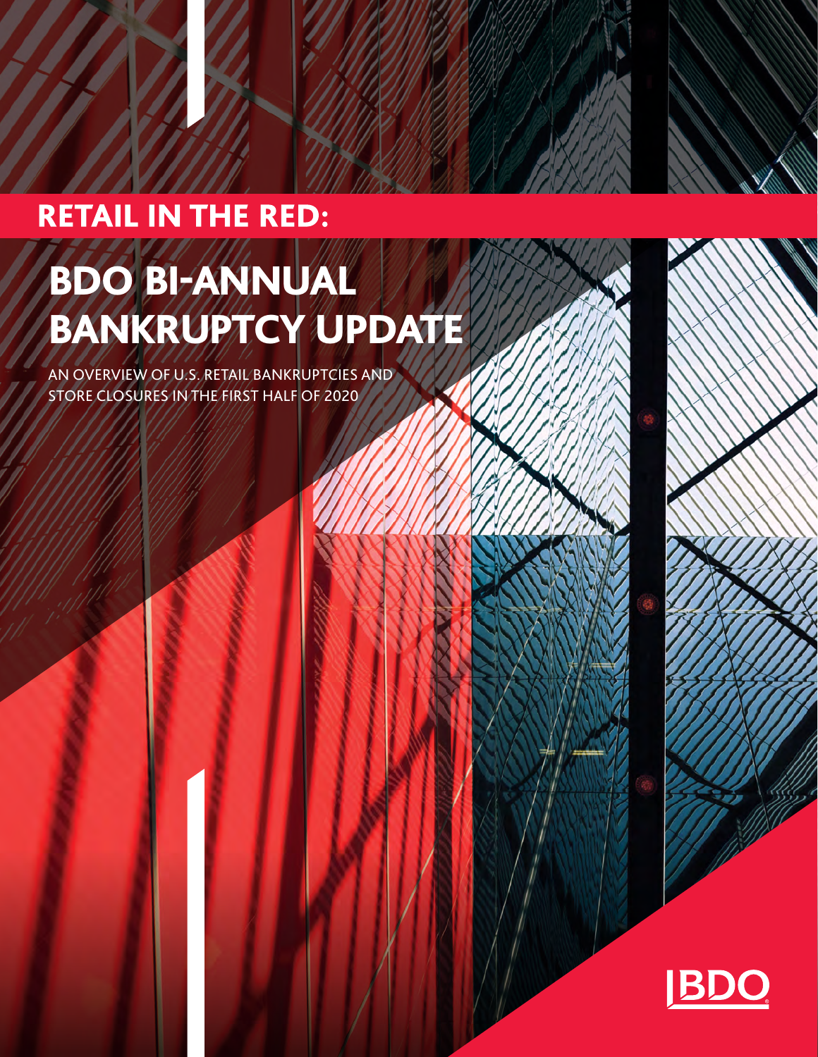## RETAIL IN THE RED:

# BDO BI-ANNUAL BANKRUPTCY UPDATE

AN OVERVIEW OF U.S. RETAIL BANKRUPTCIES AND STORE CLOSURES IN THE FIRST HALF OF 2020

BDO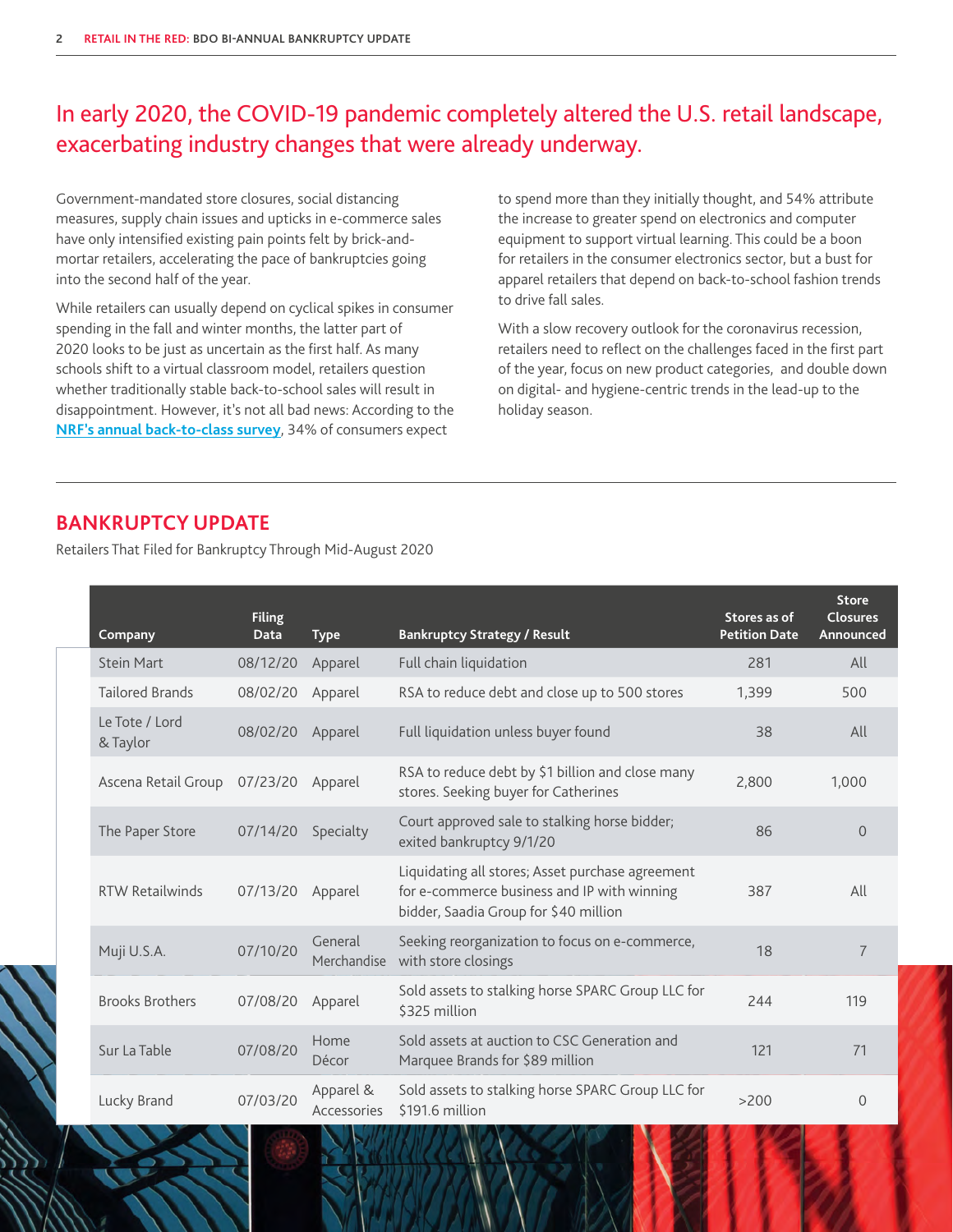## In early 2020, the COVID-19 pandemic completely altered the U.S. retail landscape, exacerbating industry changes that were already underway.

Government-mandated store closures, social distancing measures, supply chain issues and upticks in e-commerce sales have only intensified existing pain points felt by brick-and-mortar retailers, accelerating the pace of bankruptcies going into the second half of the year.

While retailers can usually depend on cyclical spikes in consumer spending in the fall and winter months, the latter part of 2020 looks to be just as uncertain as the first half. As many schools shift to a virtual classroom model, retailers question whether traditionally stable back-to-school sales will result in disappointment. However, it's not all bad news: According to the **NRF's annual back-to-class survey**, 34% of consumers expect to spend more than they initially thought, and 54% attribute the increase to greater spend on electronics and computer equipment to support virtual learning. This could be a boon for retailers in the consumer electronics sector, but a bust for apparel retailers that depend on back-to-school fashion trends to drive fall sales.

With a slow recovery outlook for the coronavirus recession, retailers need to reflect on the challenges faced in the first part of the year, focus on new product categories, and double down on digital- and hygiene-centric trends in the lead-up to the holiday season.

## BANKRUPTCY UPDATE

Retailers That Filed for Bankruptcy Through Mid-August 2020

| Company | Filing Data | Type | Bankruptcy Strategy / Result | Stores as of Petition Date | Store Closures Announced |
|---|---|---|---|---|---|
| Stein Mart | 08/12/20 | Apparel | Full chain liquidation | 281 | All |
| Tailored Brands | 08/02/20 | Apparel | RSA to reduce debt and close up to 500 stores | 1,399 | 500 |
| Le Tote / Lord & Taylor | 08/02/20 | Apparel | Full liquidation unless buyer found | 38 | All |
| Ascena Retail Group | 07/23/20 | Apparel | RSA to reduce debt by $1 billion and close many stores. Seeking buyer for Catherines | 2,800 | 1,000 |
| The Paper Store | 07/14/20 | Specialty | Court approved sale to stalking horse bidder; exited bankruptcy 9/1/20 | 86 | 0 |
| RTW Retailwinds | 07/13/20 | Apparel | Liquidating all stores; Asset purchase agreement for e-commerce business and IP with winning bidder, Saadia Group for $40 million | 387 | All |
| Muji U.S.A. | 07/10/20 | General Merchandise | Seeking reorganization to focus on e-commerce, with store closings | 18 | 7 |
| Brooks Brothers | 07/08/20 | Apparel | Sold assets to stalking horse SPARC Group LLC for $325 million | 244 | 119 |
| Sur La Table | 07/08/20 | Home Décor | Sold assets at auction to CSC Generation and Marquee Brands for $89 million | 121 | 71 |
| Lucky Brand | 07/03/20 | Apparel & Accessories | Sold assets to stalking horse SPARC Group LLC for $191.6 million | >200 | 0 |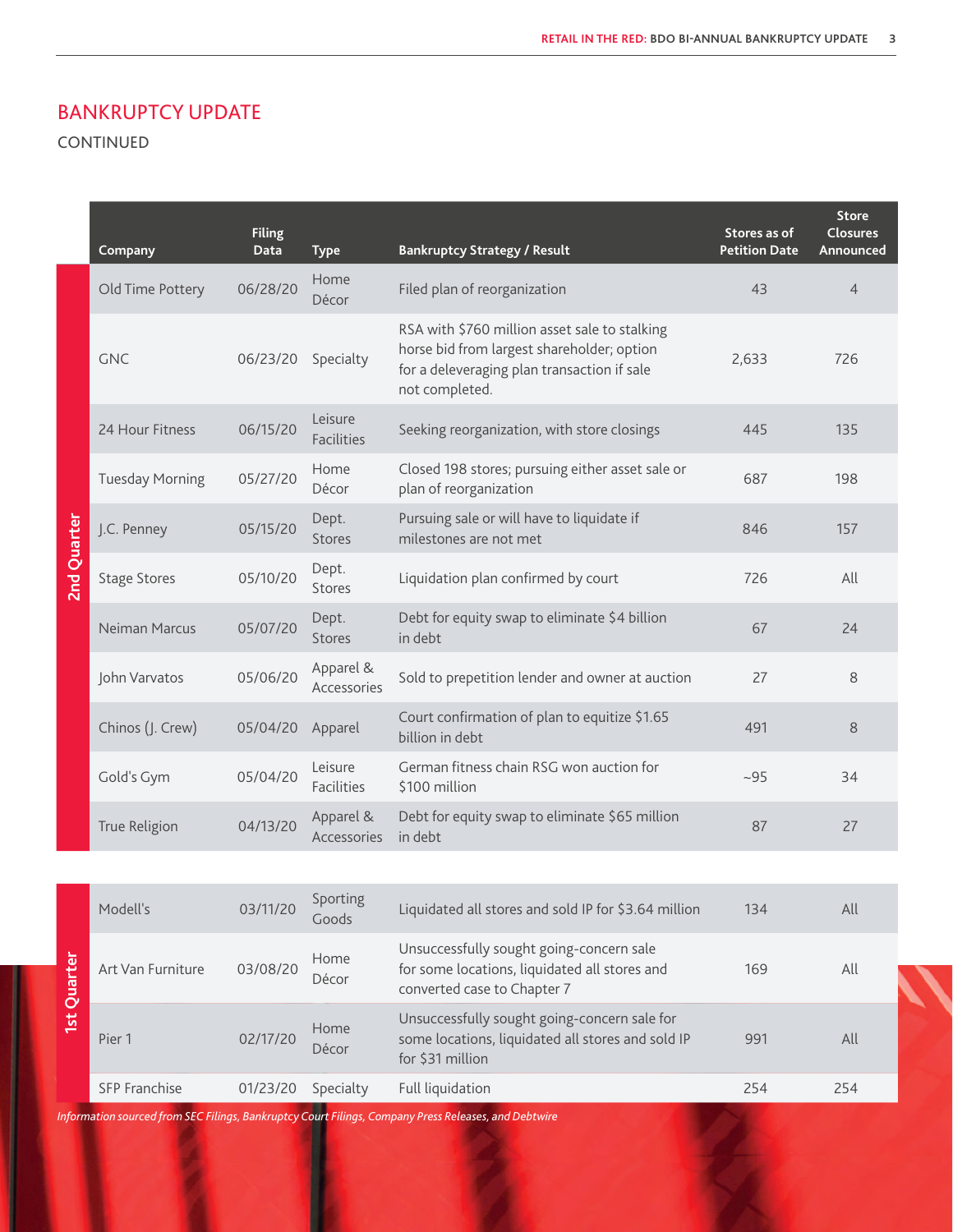## BANKRUPTCY UPDATE

CONTINUED

| Quarter | Company | Filing Data | Type | Bankruptcy Strategy / Result | Stores as of Petition Date | Store Closures Announced |
|---|---|---|---|---|---|---|
| 2nd Quarter | Old Time Pottery | 06/28/20 | Home Décor | Filed plan of reorganization | 43 | 4 |
| | GNC | 06/23/20 | Specialty | RSA with $760 million asset sale to stalking horse bid from largest shareholder; option for a deleveraging plan transaction if sale not completed. | 2,633 | 726 |
| | 24 Hour Fitness | 06/15/20 | Leisure Facilities | Seeking reorganization, with store closings | 445 | 135 |
| | Tuesday Morning | 05/27/20 | Home Décor | Closed 198 stores; pursuing either asset sale or plan of reorganization | 687 | 198 |
| | J.C. Penney | 05/15/20 | Dept. Stores | Pursuing sale or will have to liquidate if milestones are not met | 846 | 157 |
| | Stage Stores | 05/10/20 | Dept. Stores | Liquidation plan confirmed by court | 726 | All |
| | Neiman Marcus | 05/07/20 | Dept. Stores | Debt for equity swap to eliminate $4 billion in debt | 67 | 24 |
| | John Varvatos | 05/06/20 | Apparel & Accessories | Sold to prepetition lender and owner at auction | 27 | 8 |
| | Chinos (J. Crew) | 05/04/20 | Apparel | Court confirmation of plan to equitize $1.65 billion in debt | 491 | 8 |
| | Gold's Gym | 05/04/20 | Leisure Facilities | German fitness chain RSG won auction for $100 million | ~95 | 34 |
| | True Religion | 04/13/20 | Apparel & Accessories | Debt for equity swap to eliminate $65 million in debt | 87 | 27 |
| 1st Quarter | Modell's | 03/11/20 | Sporting Goods | Liquidated all stores and sold IP for $3.64 million | 134 | All |
| | Art Van Furniture | 03/08/20 | Home Décor | Unsuccessfully sought going-concern sale for some locations, liquidated all stores and converted case to Chapter 7 | 169 | All |
| | Pier 1 | 02/17/20 | Home Décor | Unsuccessfully sought going-concern sale for some locations, liquidated all stores and sold IP for $31 million | 991 | All |
| | SFP Franchise | 01/23/20 | Specialty | Full liquidation | 254 | 254 |

*Information sourced from SEC Filings, Bankruptcy Court Filings, Company Press Releases, and Debtwire*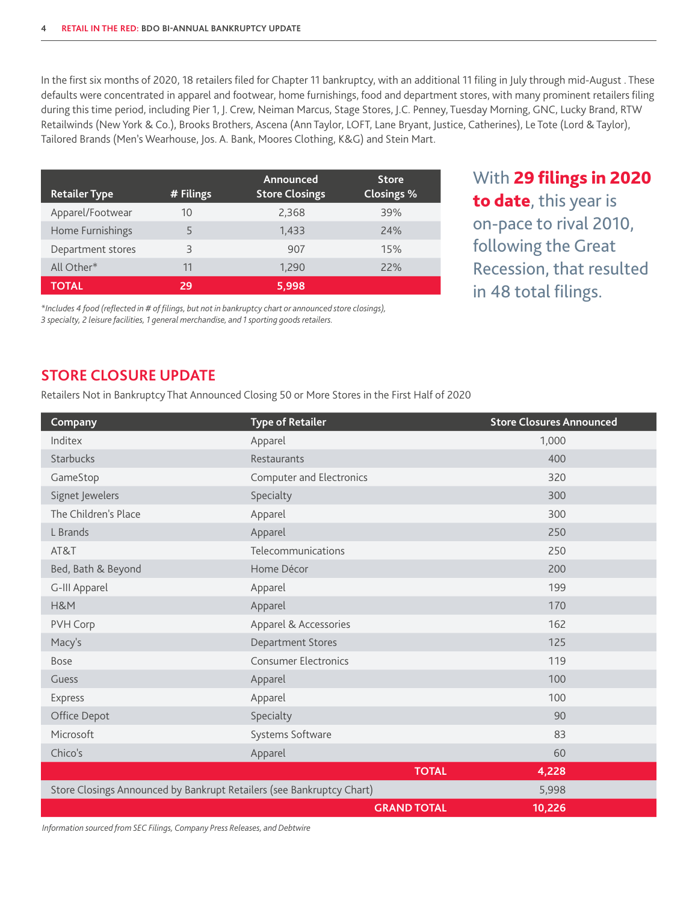In the first six months of 2020, 18 retailers filed for Chapter 11 bankruptcy, with an additional 11 filing in July through mid-August . These defaults were concentrated in apparel and footwear, home furnishings, food and department stores, with many prominent retailers filing during this time period, including Pier 1, J. Crew, Neiman Marcus, Stage Stores, J.C. Penney, Tuesday Morning, GNC, Lucky Brand, RTW Retailwinds (New York & Co.), Brooks Brothers, Ascena (Ann Taylor, LOFT, Lane Bryant, Justice, Catherines), Le Tote (Lord & Taylor), Tailored Brands (Men's Wearhouse, Jos. A. Bank, Moores Clothing, K&G) and Stein Mart.

| Retailer Type | # Filings | Announced Store Closings | Store Closings % |
|---|---|---|---|
| Apparel/Footwear | 10 | 2,368 | 39% |
| Home Furnishings | 5 | 1,433 | 24% |
| Department stores | 3 | 907 | 15% |
| All Other* | 11 | 1,290 | 22% |
| **TOTAL** | **29** | **5,998** | |

*\*Includes 4 food (reflected in # of filings, but not in bankruptcy chart or announced store closings), 3 specialty, 2 leisure facilities, 1 general merchandise, and 1 sporting goods retailers.*

With **29 filings in 2020 to date**, this year is on-pace to rival 2010, following the Great Recession, that resulted in 48 total filings.

## STORE CLOSURE UPDATE

Retailers Not in Bankruptcy That Announced Closing 50 or More Stores in the First Half of 2020

| Company | Type of Retailer | Store Closures Announced |
|---|---|---|
| Inditex | Apparel | 1,000 |
| Starbucks | Restaurants | 400 |
| GameStop | Computer and Electronics | 320 |
| Signet Jewelers | Specialty | 300 |
| The Children's Place | Apparel | 300 |
| L Brands | Apparel | 250 |
| AT&T | Telecommunications | 250 |
| Bed, Bath & Beyond | Home Décor | 200 |
| G-III Apparel | Apparel | 199 |
| H&M | Apparel | 170 |
| PVH Corp | Apparel & Accessories | 162 |
| Macy's | Department Stores | 125 |
| Bose | Consumer Electronics | 119 |
| Guess | Apparel | 100 |
| Express | Apparel | 100 |
| Office Depot | Specialty | 90 |
| Microsoft | Systems Software | 83 |
| Chico's | Apparel | 60 |
| | **TOTAL** | **4,228** |
| Store Closings Announced by Bankrupt Retailers (see Bankruptcy Chart) | | 5,998 |
| | **GRAND TOTAL** | **10,226** |

*Information sourced from SEC Filings, Company Press Releases, and Debtwire*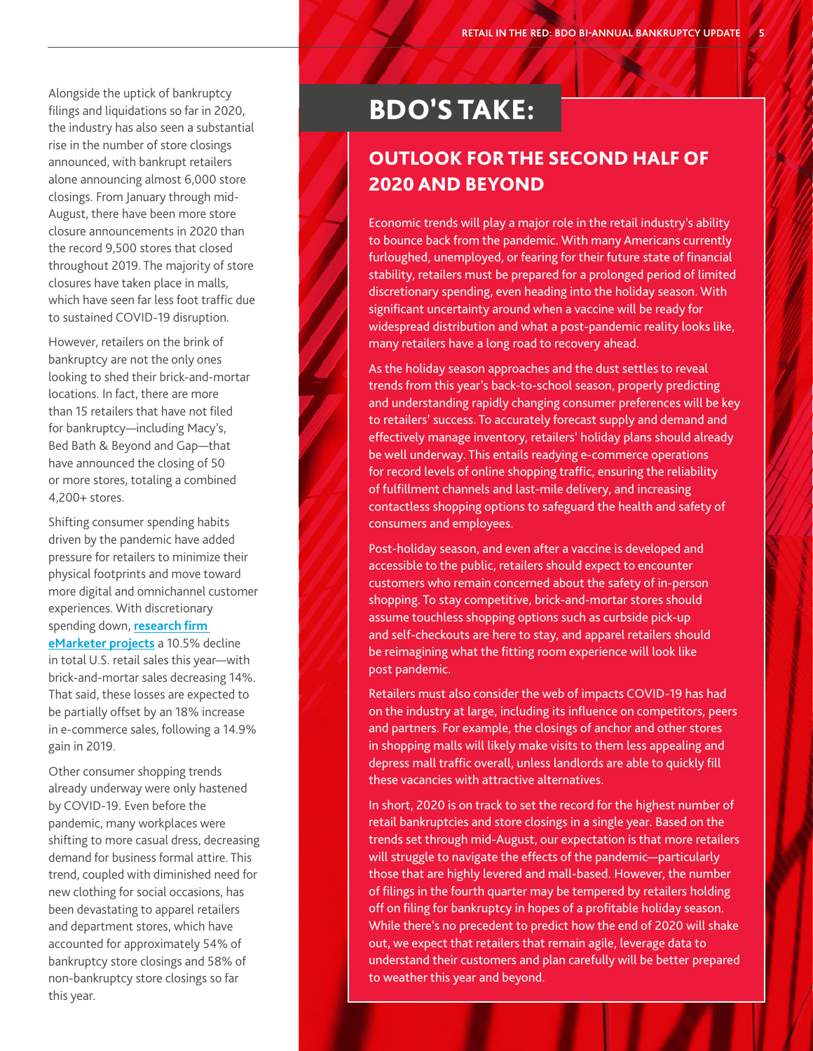Alongside the uptick of bankruptcy filings and liquidations so far in 2020, the industry has also seen a substantial rise in the number of store closings announced, with bankrupt retailers alone announcing almost 6,000 store closings. From January through mid-August, there have been more store closure announcements in 2020 than the record 9,500 stores that closed throughout 2019. The majority of store closures have taken place in malls, which have seen far less foot traffic due to sustained COVID-19 disruption.

However, retailers on the brink of bankruptcy are not the only ones looking to shed their brick-and-mortar locations. In fact, there are more than 15 retailers that have not filed for bankruptcy—including Macy's, Bed Bath & Beyond and Gap—that have announced the closing of 50 or more stores, totaling a combined 4,200+ stores.

Shifting consumer spending habits driven by the pandemic have added pressure for retailers to minimize their physical footprints and move toward more digital and omnichannel customer experiences. With discretionary spending down, **research firm eMarketer projects** a 10.5% decline in total U.S. retail sales this year—with brick-and-mortar sales decreasing 14%. That said, these losses are expected to be partially offset by an 18% increase in e-commerce sales, following a 14.9% gain in 2019.

Other consumer shopping trends already underway were only hastened by COVID-19. Even before the pandemic, many workplaces were shifting to more casual dress, decreasing demand for business formal attire. This trend, coupled with diminished need for new clothing for social occasions, has been devastating to apparel retailers and department stores, which have accounted for approximately 54% of bankruptcy store closings and 58% of non-bankruptcy store closings so far this year.

# BDO'S TAKE:

## OUTLOOK FOR THE SECOND HALF OF 2020 AND BEYOND

Economic trends will play a major role in the retail industry's ability to bounce back from the pandemic. With many Americans currently furloughed, unemployed, or fearing for their future state of financial stability, retailers must be prepared for a prolonged period of limited discretionary spending, even heading into the holiday season. With significant uncertainty around when a vaccine will be ready for widespread distribution and what a post-pandemic reality looks like, many retailers have a long road to recovery ahead.

As the holiday season approaches and the dust settles to reveal trends from this year's back-to-school season, properly predicting and understanding rapidly changing consumer preferences will be key to retailers' success. To accurately forecast supply and demand and effectively manage inventory, retailers' holiday plans should already be well underway. This entails readying e-commerce operations for record levels of online shopping traffic, ensuring the reliability of fulfillment channels and last-mile delivery, and increasing contactless shopping options to safeguard the health and safety of consumers and employees.

Post-holiday season, and even after a vaccine is developed and accessible to the public, retailers should expect to encounter customers who remain concerned about the safety of in-person shopping. To stay competitive, brick-and-mortar stores should assume touchless shopping options such as curbside pick-up and self-checkouts are here to stay, and apparel retailers should be reimagining what the fitting room experience will look like post pandemic.

Retailers must also consider the web of impacts COVID-19 has had on the industry at large, including its influence on competitors, peers and partners. For example, the closings of anchor and other stores in shopping malls will likely make visits to them less appealing and depress mall traffic overall, unless landlords are able to quickly fill these vacancies with attractive alternatives.

In short, 2020 is on track to set the record for the highest number of retail bankruptcies and store closings in a single year. Based on the trends set through mid-August, our expectation is that more retailers will struggle to navigate the effects of the pandemic—particularly those that are highly levered and mall-based. However, the number of filings in the fourth quarter may be tempered by retailers holding off on filing for bankruptcy in hopes of a profitable holiday season. While there's no precedent to predict how the end of 2020 will shake out, we expect that retailers that remain agile, leverage data to understand their customers and plan carefully will be better prepared to weather this year and beyond.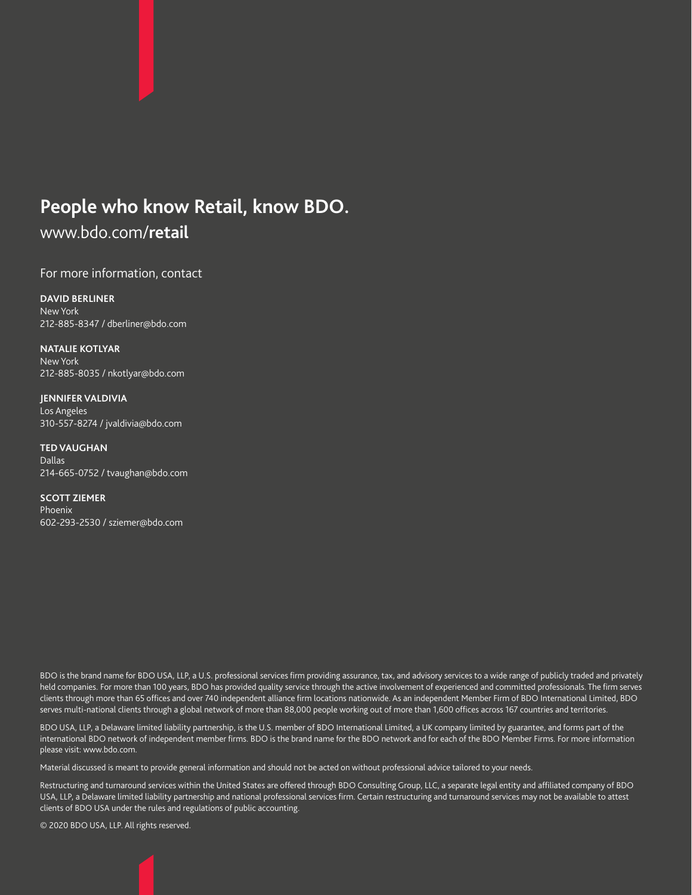## People who know Retail, know BDO.

www.bdo.com/**retail**

For more information, contact

**DAVID BERLINER**
New York
212-885-8347 / dberliner@bdo.com

**NATALIE KOTLYAR**
New York
212-885-8035 / nkotlyar@bdo.com

**JENNIFER VALDIVIA**
Los Angeles
310-557-8274 / jvaldivia@bdo.com

**TED VAUGHAN**
Dallas
214-665-0752 / tvaughan@bdo.com

**SCOTT ZIEMER**
Phoenix
602-293-2530 / sziemer@bdo.com

BDO is the brand name for BDO USA, LLP, a U.S. professional services firm providing assurance, tax, and advisory services to a wide range of publicly traded and privately held companies. For more than 100 years, BDO has provided quality service through the active involvement of experienced and committed professionals. The firm serves clients through more than 65 offices and over 740 independent alliance firm locations nationwide. As an independent Member Firm of BDO International Limited, BDO serves multi-national clients through a global network of more than 88,000 people working out of more than 1,600 offices across 167 countries and territories.

BDO USA, LLP, a Delaware limited liability partnership, is the U.S. member of BDO International Limited, a UK company limited by guarantee, and forms part of the international BDO network of independent member firms. BDO is the brand name for the BDO network and for each of the BDO Member Firms. For more information please visit: www.bdo.com.

Material discussed is meant to provide general information and should not be acted on without professional advice tailored to your needs.

Restructuring and turnaround services within the United States are offered through BDO Consulting Group, LLC, a separate legal entity and affiliated company of BDO USA, LLP, a Delaware limited liability partnership and national professional services firm. Certain restructuring and turnaround services may not be available to attest clients of BDO USA under the rules and regulations of public accounting.

© 2020 BDO USA, LLP. All rights reserved.